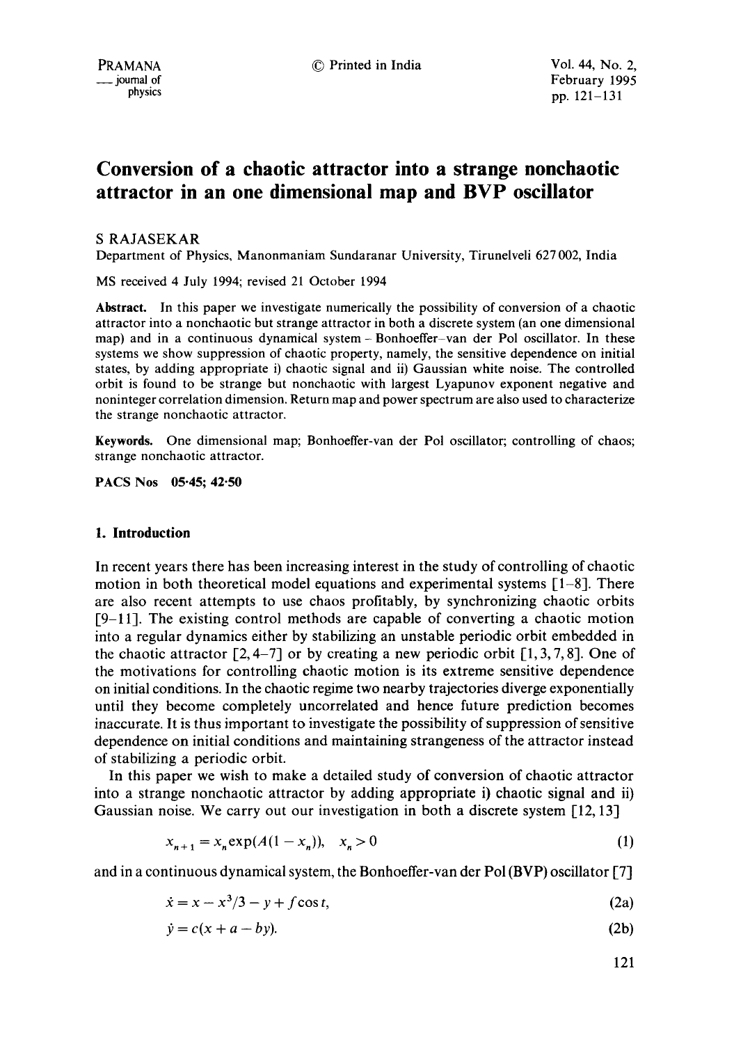# Conversion of a chaotic attractor into a strange nonchaotic attractor in an one dimensional map and BVP oscillator

S RAJASEKAR

Department of Physics, Manonmaniam Sundaranar University, Tirunelveli 627 002, India

MS received 4 July 1994; revised 21 October 1994

**Abstract.** In this paper we investigate numerically the possibility of conversion of a chaotic attractor into a nonchaotic but strange attractor in both a discrete system (an one dimensional map) and in a continuous dynamical system – Bonhoeffer–van der Pol oscillator. In these systems we show suppression of chaotic property, namely, the sensitive dependence on initial states, by adding appropriate i) chaotic signal and ii) Gaussian white noise. The controlled orbit is found to be strange but nonchaotic with largest Lyapunov exponent negative and noninteger correlation dimension. Return map and power spectrum are also used to characterize the strange nonchaotic attractor.

**Keywords.** One dimensional map; Bonhoeffer-van der Pol oscillator; controlling of chaos; strange nonchaotic attractor.

**PACS Nos** 05·45; 42·50

## 1. Introduction

In recent years there has been increasing interest in the study of controlling of chaotic motion in both theoretical model equations and experimental systems [1–8]. There are also recent attempts to use chaos profitably, by synchronizing chaotic orbits [9–11]. The existing control methods are capable of converting a chaotic motion into a regular dynamics either by stabilizing an unstable periodic orbit embedded in the chaotic attractor [2, 4–7] or by creating a new periodic orbit [1, 3, 7, 8]. One of the motivations for controlling chaotic motion is its extreme sensitive dependence on initial conditions. In the chaotic regime two nearby trajectories diverge exponentially until they become completely uncorrelated and hence future prediction becomes inaccurate. It is thus important to investigate the possibility of suppression of sensitive dependence on initial conditions and maintaining strangeness of the attractor instead of stabilizing a periodic orbit.

In this paper we wish to make a detailed study of conversion of chaotic attractor into a strange nonchaotic attractor by adding appropriate i) chaotic signal and ii) Gaussian noise. We carry out our investigation in both a discrete system [12, 13]

$$x_{n+1} = x_n \exp(A(1 - x_n)), \quad x_n > 0 \tag{1}$$

and in a continuous dynamical system, the Bonhoeffer-van der Pol (BVP) oscillator [7]

$$\dot{x} = x - x^3/3 - y + f\cos t, \tag{2a}$$

$$\dot{y} = c(x + a - by). \tag{2b}$$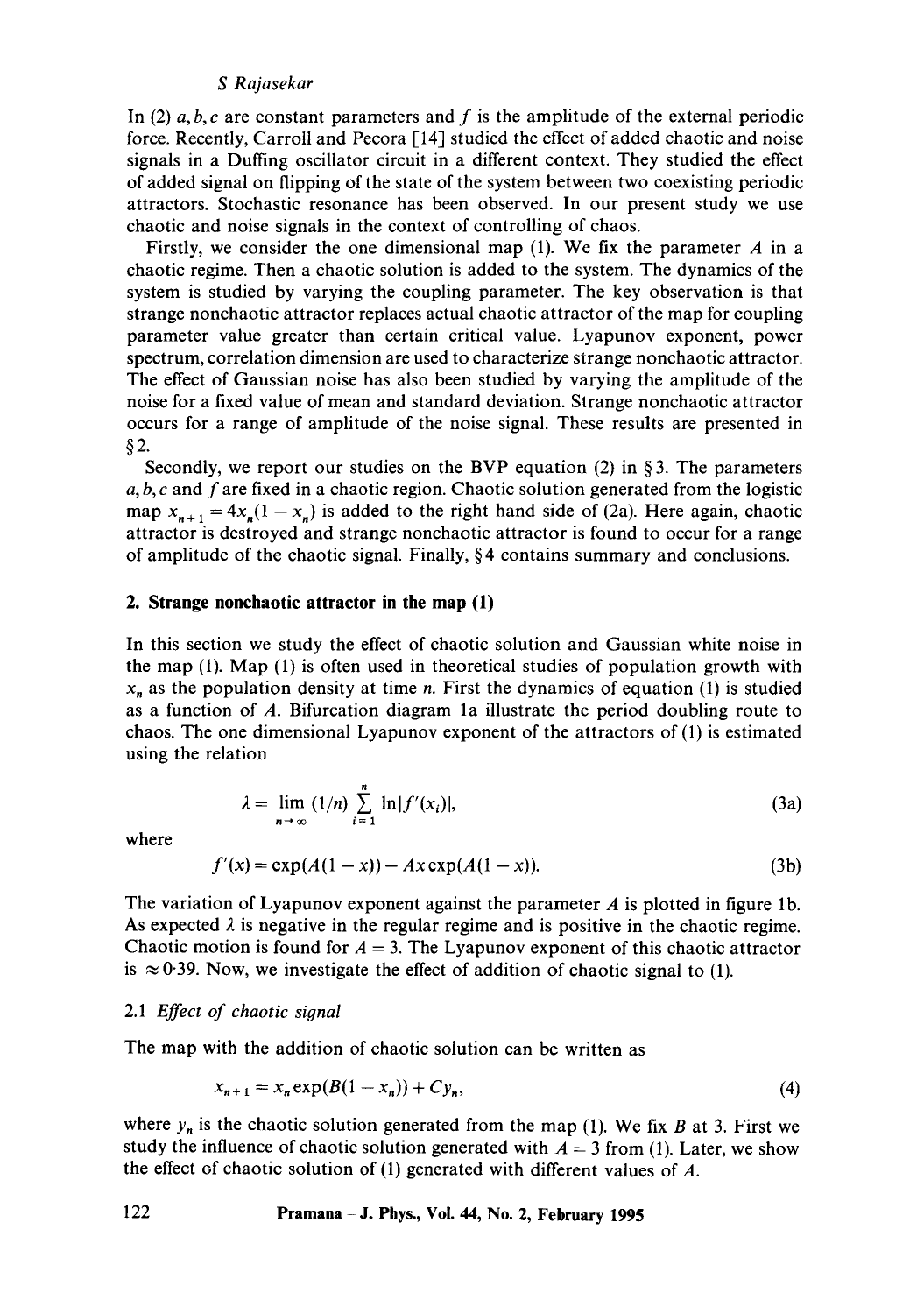In (2) $a, b, c$ are constant parameters and $f$ is the amplitude of the external periodic force. Recently, Carroll and Pecora [14] studied the effect of added chaotic and noise signals in a Duffing oscillator circuit in a different context. They studied the effect of added signal on flipping of the state of the system between two coexisting periodic attractors. Stochastic resonance has been observed. In our present study we use chaotic and noise signals in the context of controlling of chaos.

Firstly, we consider the one dimensional map (1). We fix the parameter $A$ in a chaotic regime. Then a chaotic solution is added to the system. The dynamics of the system is studied by varying the coupling parameter. The key observation is that strange nonchaotic attractor replaces actual chaotic attractor of the map for coupling parameter value greater than certain critical value. Lyapunov exponent, power spectrum, correlation dimension are used to characterize strange nonchaotic attractor. The effect of Gaussian noise has also been studied by varying the amplitude of the noise for a fixed value of mean and standard deviation. Strange nonchaotic attractor occurs for a range of amplitude of the noise signal. These results are presented in §2.

Secondly, we report our studies on the BVP equation (2) in §3. The parameters $a, b, c$ and $f$ are fixed in a chaotic region. Chaotic solution generated from the logistic map $x_{n+1} = 4x_n(1 - x_n)$ is added to the right hand side of (2a). Here again, chaotic attractor is destroyed and strange nonchaotic attractor is found to occur for a range of amplitude of the chaotic signal. Finally, §4 contains summary and conclusions.

## 2. Strange nonchaotic attractor in the map (1)

In this section we study the effect of chaotic solution and Gaussian white noise in the map (1). Map (1) is often used in theoretical studies of population growth with $x_n$ as the population density at time $n$. First the dynamics of equation (1) is studied as a function of $A$. Bifurcation diagram 1a illustrate the period doubling route to chaos. The one dimensional Lyapunov exponent of the attractors of (1) is estimated using the relation

$$\lambda = \lim_{n \to \infty} (1/n) \sum_{i=1}^{n} \ln|f'(x_i)|, \tag{3a}$$

where

$$f'(x) = \exp(A(1-x)) - Ax\exp(A(1-x)). \tag{3b}$$

The variation of Lyapunov exponent against the parameter $A$ is plotted in figure 1b. As expected $\lambda$ is negative in the regular regime and is positive in the chaotic regime. Chaotic motion is found for $A = 3$. The Lyapunov exponent of this chaotic attractor is $\approx 0{\cdot}39$. Now, we investigate the effect of addition of chaotic signal to (1).

### 2.1 *Effect of chaotic signal*

The map with the addition of chaotic solution can be written as

$$x_{n+1} = x_n \exp(B(1-x_n)) + Cy_n, \tag{4}$$

where $y_n$ is the chaotic solution generated from the map (1). We fix $B$ at 3. First we study the influence of chaotic solution generated with $A = 3$ from (1). Later, we show the effect of chaotic solution of (1) generated with different values of $A$.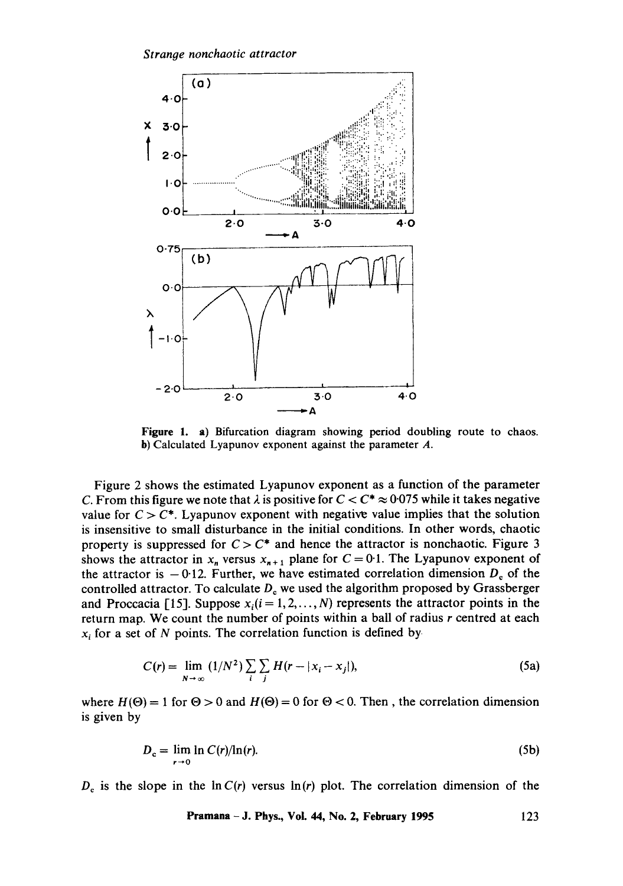**Figure 1.** a) Bifurcation diagram showing period doubling route to chaos. b) Calculated Lyapunov exponent against the parameter $A$.

Figure 2 shows the estimated Lyapunov exponent as a function of the parameter $C$. From this figure we note that $\lambda$ is positive for $C < C^* \approx 0{\cdot}075$ while it takes negative value for $C > C^*$. Lyapunov exponent with negative value implies that the solution is insensitive to small disturbance in the initial conditions. In other words, chaotic property is suppressed for $C > C^*$ and hence the attractor is nonchaotic. Figure 3 shows the attractor in $x_n$ versus $x_{n+1}$ plane for $C = 0{\cdot}1$. The Lyapunov exponent of the attractor is $-0{\cdot}12$. Further, we have estimated correlation dimension $D_c$ of the controlled attractor. To calculate $D_c$ we used the algorithm proposed by Grassberger and Proccacia [15]. Suppose $x_i (i = 1, 2, \ldots, N)$ represents the attractor points in the return map. We count the number of points within a ball of radius $r$ centred at each $x_i$ for a set of $N$ points. The correlation function is defined by

$$C(r) = \lim_{N \to \infty} (1/N^2) \sum_i \sum_j H(r - |x_i - x_j|), \tag{5a}$$

where $H(\Theta) = 1$ for $\Theta > 0$ and $H(\Theta) = 0$ for $\Theta < 0$. Then , the correlation dimension is given by

$$D_c = \lim_{r \to 0} \ln C(r)/\ln(r). \tag{5b}$$

$D_c$ is the slope in the $\ln C(r)$ versus $\ln(r)$ plot. The correlation dimension of the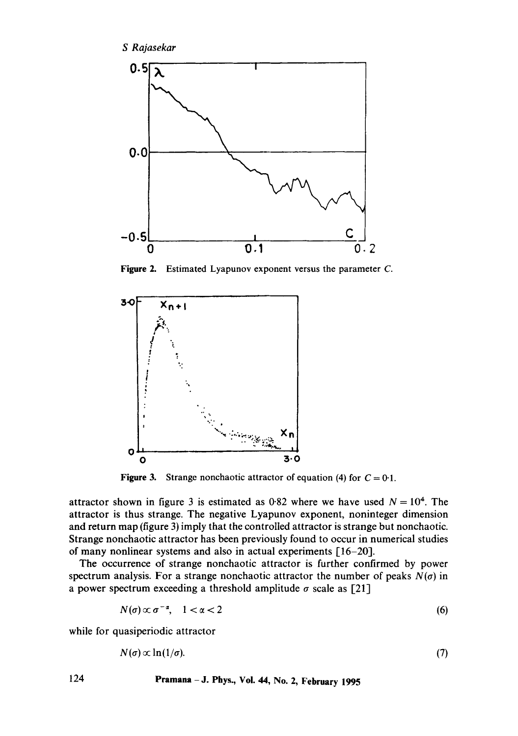Figure 2. Estimated Lyapunov exponent versus the parameter $C$.

Figure 3. Strange nonchaotic attractor of equation (4) for $C = 0{\cdot}1$.

attractor shown in figure 3 is estimated as 0·82 where we have used $N = 10^4$. The attractor is thus strange. The negative Lyapunov exponent, noninteger dimension and return map (figure 3) imply that the controlled attractor is strange but nonchaotic. Strange nonchaotic attractor has been previously found to occur in numerical studies of many nonlinear systems and also in actual experiments [16–20].

The occurrence of strange nonchaotic attractor is further confirmed by power spectrum analysis. For a strange nonchaotic attractor the number of peaks $N(\sigma)$ in a power spectrum exceeding a threshold amplitude $\sigma$ scale as [21]

$$N(\sigma) \propto \sigma^{-\alpha}, \quad 1 < \alpha < 2 \tag{6}$$

while for quasiperiodic attractor

$$N(\sigma) \propto \ln(1/\sigma). \tag{7}$$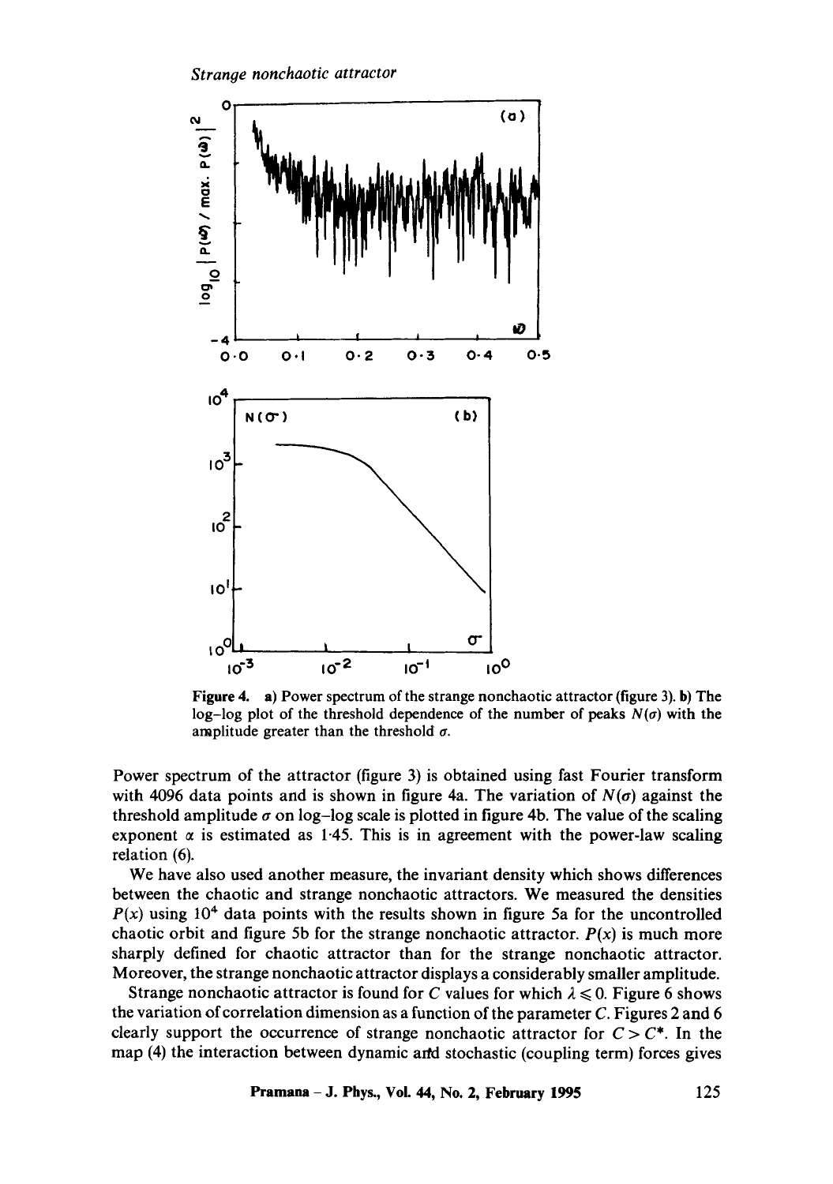**Figure 4.** **a)** Power spectrum of the strange nonchaotic attractor (figure 3). **b)** The log–log plot of the threshold dependence of the number of peaks $N(\sigma)$ with the amplitude greater than the threshold $\sigma$.

Power spectrum of the attractor (figure 3) is obtained using fast Fourier transform with 4096 data points and is shown in figure 4a. The variation of $N(\sigma)$ against the threshold amplitude $\sigma$ on log–log scale is plotted in figure 4b. The value of the scaling exponent $\alpha$ is estimated as 1·45. This is in agreement with the power-law scaling relation (6).

We have also used another measure, the invariant density which shows differences between the chaotic and strange nonchaotic attractors. We measured the densities $P(x)$ using $10^4$ data points with the results shown in figure 5a for the uncontrolled chaotic orbit and figure 5b for the strange nonchaotic attractor. $P(x)$ is much more sharply defined for chaotic attractor than for the strange nonchaotic attractor. Moreover, the strange nonchaotic attractor displays a considerably smaller amplitude.

Strange nonchaotic attractor is found for $C$ values for which $\lambda \leqslant 0$. Figure 6 shows the variation of correlation dimension as a function of the parameter $C$. Figures 2 and 6 clearly support the occurrence of strange nonchaotic attractor for $C > C^*$. In the map (4) the interaction between dynamic and stochastic (coupling term) forces gives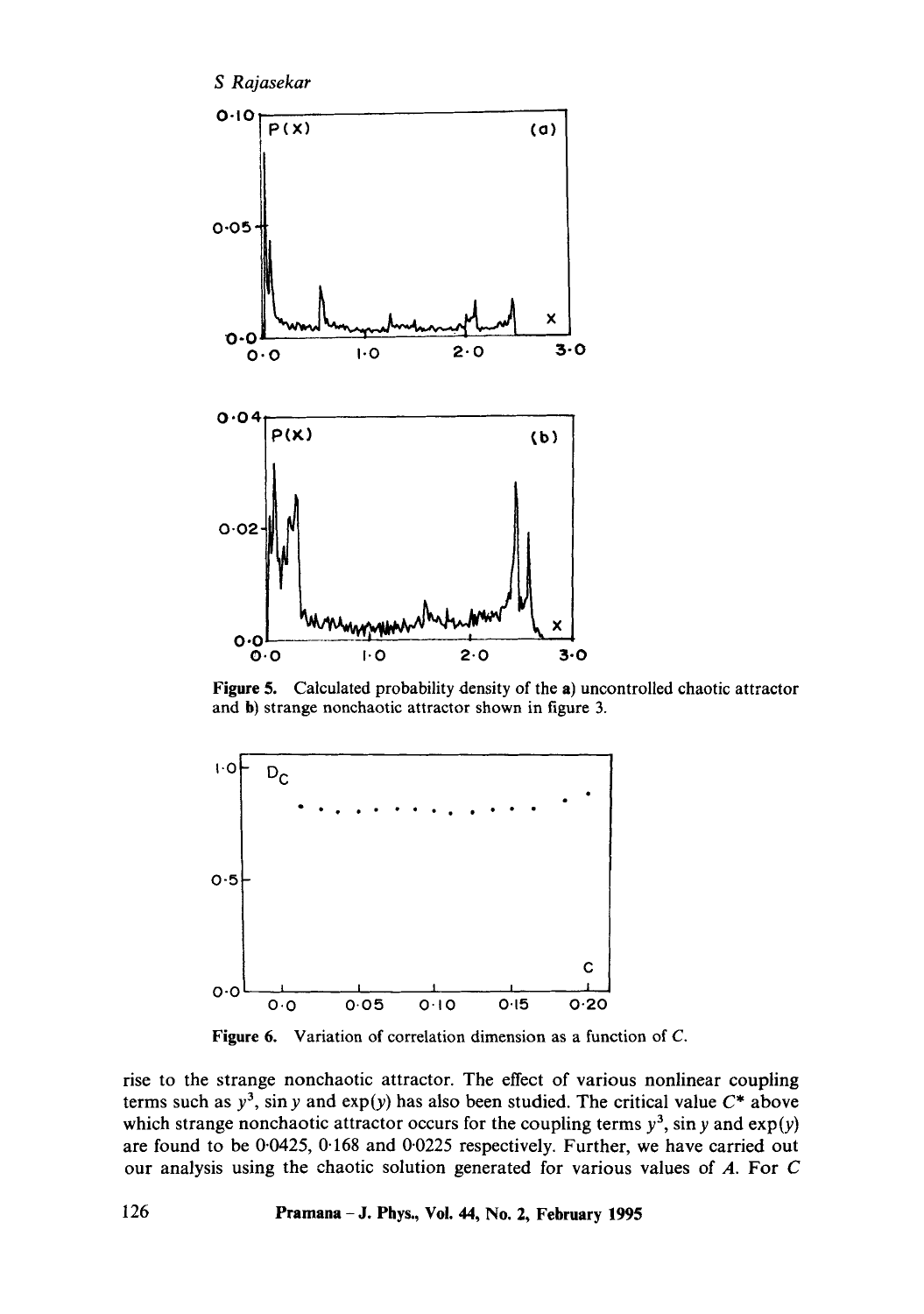Figure 5. Calculated probability density of the a) uncontrolled chaotic attractor and b) strange nonchaotic attractor shown in figure 3.

Figure 6. Variation of correlation dimension as a function of $C$.

rise to the strange nonchaotic attractor. The effect of various nonlinear coupling terms such as $y^3$, $\sin y$ and $\exp(y)$ has also been studied. The critical value $C^*$ above which strange nonchaotic attractor occurs for the coupling terms $y^3$, $\sin y$ and $\exp(y)$ are found to be 0·0425, 0·168 and 0·0225 respectively. Further, we have carried out our analysis using the chaotic solution generated for various values of $A$. For $C$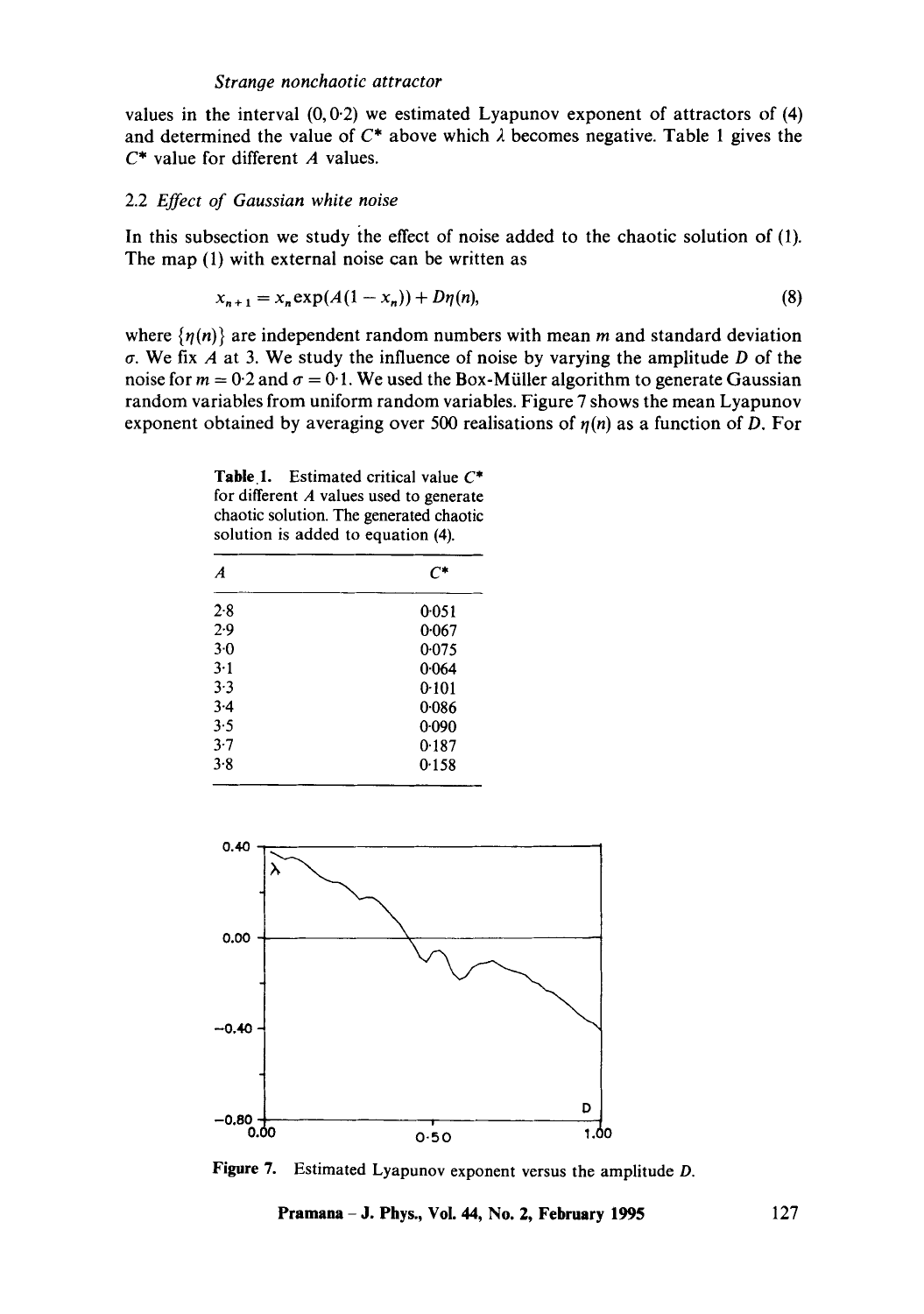values in the interval $(0, 0{\cdot}2)$ we estimated Lyapunov exponent of attractors of (4) and determined the value of $C^*$ above which $\lambda$ becomes negative. Table 1 gives the $C^*$ value for different $A$ values.

### 2.2 *Effect of Gaussian white noise*

In this subsection we study the effect of noise added to the chaotic solution of (1). The map (1) with external noise can be written as

$$x_{n+1} = x_n \exp(A(1 - x_n)) + D\eta(n), \tag{8}$$

where $\{\eta(n)\}$ are independent random numbers with mean $m$ and standard deviation $\sigma$. We fix $A$ at 3. We study the influence of noise by varying the amplitude $D$ of the noise for $m = 0{\cdot}2$ and $\sigma = 0{\cdot}1$. We used the Box-Müller algorithm to generate Gaussian random variables from uniform random variables. Figure 7 shows the mean Lyapunov exponent obtained by averaging over 500 realisations of $\eta(n)$ as a function of $D$. For

**Table 1.** Estimated critical value $C^*$ for different $A$ values used to generate chaotic solution. The generated chaotic solution is added to equation (4).

| $A$ | $C^*$ |
|---|---|
| 2·8 | 0·051 |
| 2·9 | 0·067 |
| 3·0 | 0·075 |
| 3·1 | 0·064 |
| 3·3 | 0·101 |
| 3·4 | 0·086 |
| 3·5 | 0·090 |
| 3·7 | 0·187 |
| 3·8 | 0·158 |

**Figure 7.** Estimated Lyapunov exponent versus the amplitude $D$.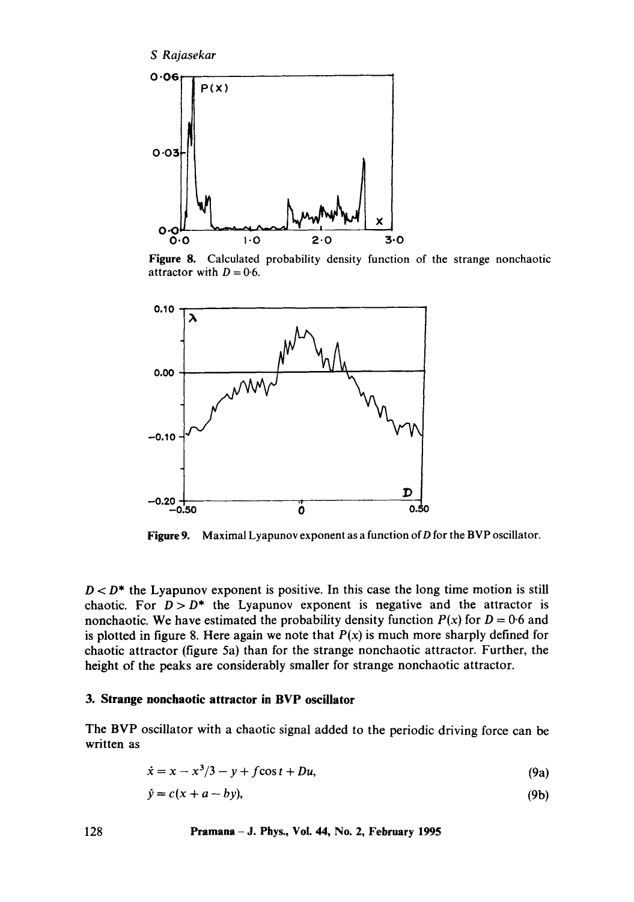Figure 8. Calculated probability density function of the strange nonchaotic attractor with $D = 0.6$.

Figure 9. Maximal Lyapunov exponent as a function of $D$ for the BVP oscillator.

$D < D^*$ the Lyapunov exponent is positive. In this case the long time motion is still chaotic. For $D > D^*$ the Lyapunov exponent is negative and the attractor is nonchaotic. We have estimated the probability density function $P(x)$ for $D = 0.6$ and is plotted in figure 8. Here again we note that $P(x)$ is much more sharply defined for chaotic attractor (figure 5a) than for the strange nonchaotic attractor. Further, the height of the peaks are considerably smaller for strange nonchaotic attractor.

### 3. Strange nonchaotic attractor in BVP oscillator

The BVP oscillator with a chaotic signal added to the periodic driving force can be written as

$$\dot{x} = x - x^3/3 - y + f\cos t + Du, \tag{9a}$$

$$\dot{y} = c(x + a - by), \tag{9b}$$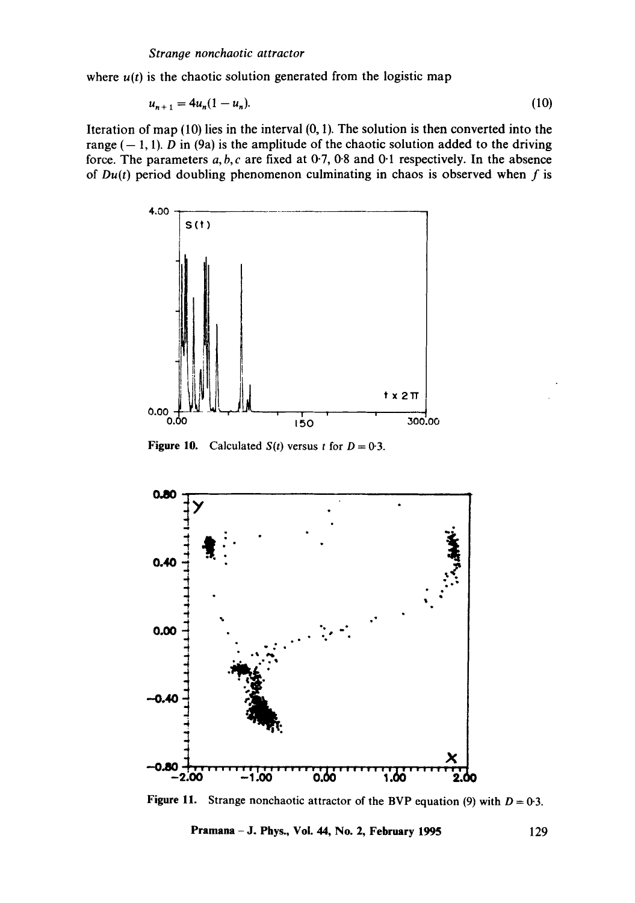where $u(t)$ is the chaotic solution generated from the logistic map

$$u_{n+1} = 4u_n(1 - u_n). \tag{10}$$

Iteration of map (10) lies in the interval (0, 1). The solution is then converted into the range (− 1, 1). $D$ in (9a) is the amplitude of the chaotic solution added to the driving force. The parameters $a, b, c$ are fixed at 0·7, 0·8 and 0·1 respectively. In the absence of $Du(t)$ period doubling phenomenon culminating in chaos is observed when $f$ is

**Figure 10.** Calculated $S(t)$ versus $t$ for $D = 0{\cdot}3$.

**Figure 11.** Strange nonchaotic attractor of the BVP equation (9) with $D = 0{\cdot}3$.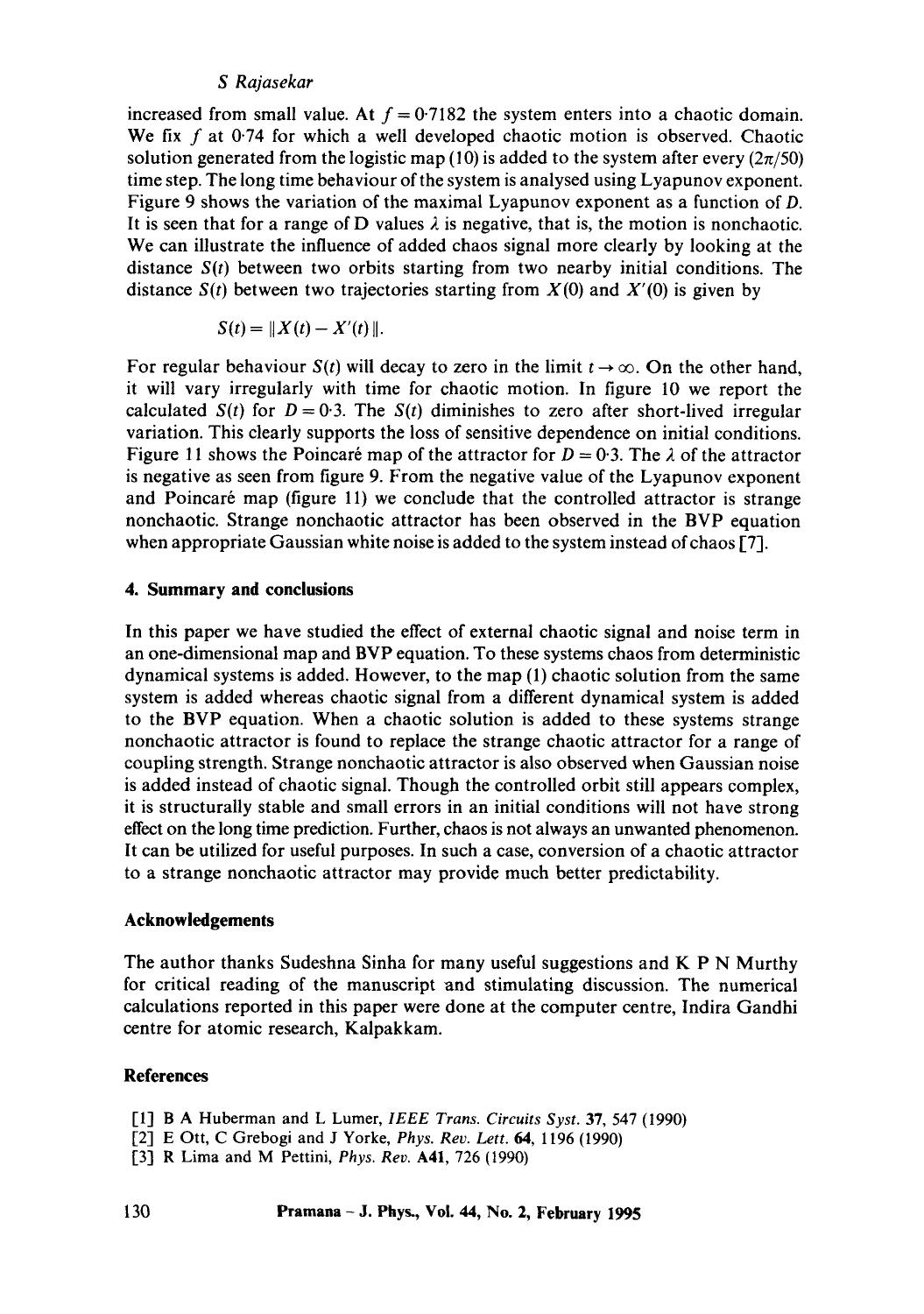increased from small value. At $f = 0.7182$ the system enters into a chaotic domain. We fix $f$ at 0.74 for which a well developed chaotic motion is observed. Chaotic solution generated from the logistic map (10) is added to the system after every $(2\pi/50)$ time step. The long time behaviour of the system is analysed using Lyapunov exponent. Figure 9 shows the variation of the maximal Lyapunov exponent as a function of $D$. It is seen that for a range of D values $\lambda$ is negative, that is, the motion is nonchaotic. We can illustrate the influence of added chaos signal more clearly by looking at the distance $S(t)$ between two orbits starting from two nearby initial conditions. The distance $S(t)$ between two trajectories starting from $X(0)$ and $X'(0)$ is given by

$$S(t) = \| X(t) - X'(t) \|.$$

For regular behaviour $S(t)$ will decay to zero in the limit $t \to \infty$. On the other hand, it will vary irregularly with time for chaotic motion. In figure 10 we report the calculated $S(t)$ for $D = 0.3$. The $S(t)$ diminishes to zero after short-lived irregular variation. This clearly supports the loss of sensitive dependence on initial conditions. Figure 11 shows the Poincaré map of the attractor for $D = 0.3$. The $\lambda$ of the attractor is negative as seen from figure 9. From the negative value of the Lyapunov exponent and Poincaré map (figure 11) we conclude that the controlled attractor is strange nonchaotic. Strange nonchaotic attractor has been observed in the BVP equation when appropriate Gaussian white noise is added to the system instead of chaos [7].

## 4. Summary and conclusions

In this paper we have studied the effect of external chaotic signal and noise term in an one-dimensional map and BVP equation. To these systems chaos from deterministic dynamical systems is added. However, to the map (1) chaotic solution from the same system is added whereas chaotic signal from a different dynamical system is added to the BVP equation. When a chaotic solution is added to these systems strange nonchaotic attractor is found to replace the strange chaotic attractor for a range of coupling strength. Strange nonchaotic attractor is also observed when Gaussian noise is added instead of chaotic signal. Though the controlled orbit still appears complex, it is structurally stable and small errors in an initial conditions will not have strong effect on the long time prediction. Further, chaos is not always an unwanted phenomenon. It can be utilized for useful purposes. In such a case, conversion of a chaotic attractor to a strange nonchaotic attractor may provide much better predictability.

## Acknowledgements

The author thanks Sudeshna Sinha for many useful suggestions and K P N Murthy for critical reading of the manuscript and stimulating discussion. The numerical calculations reported in this paper were done at the computer centre, Indira Gandhi centre for atomic research, Kalpakkam.

## References

[1] B A Huberman and L Lumer, *IEEE Trans. Circuits Syst.* **37**, 547 (1990)
[2] E Ott, C Grebogi and J Yorke, *Phys. Rev. Lett.* **64**, 1196 (1990)
[3] R Lima and M Pettini, *Phys. Rev.* **A41**, 726 (1990)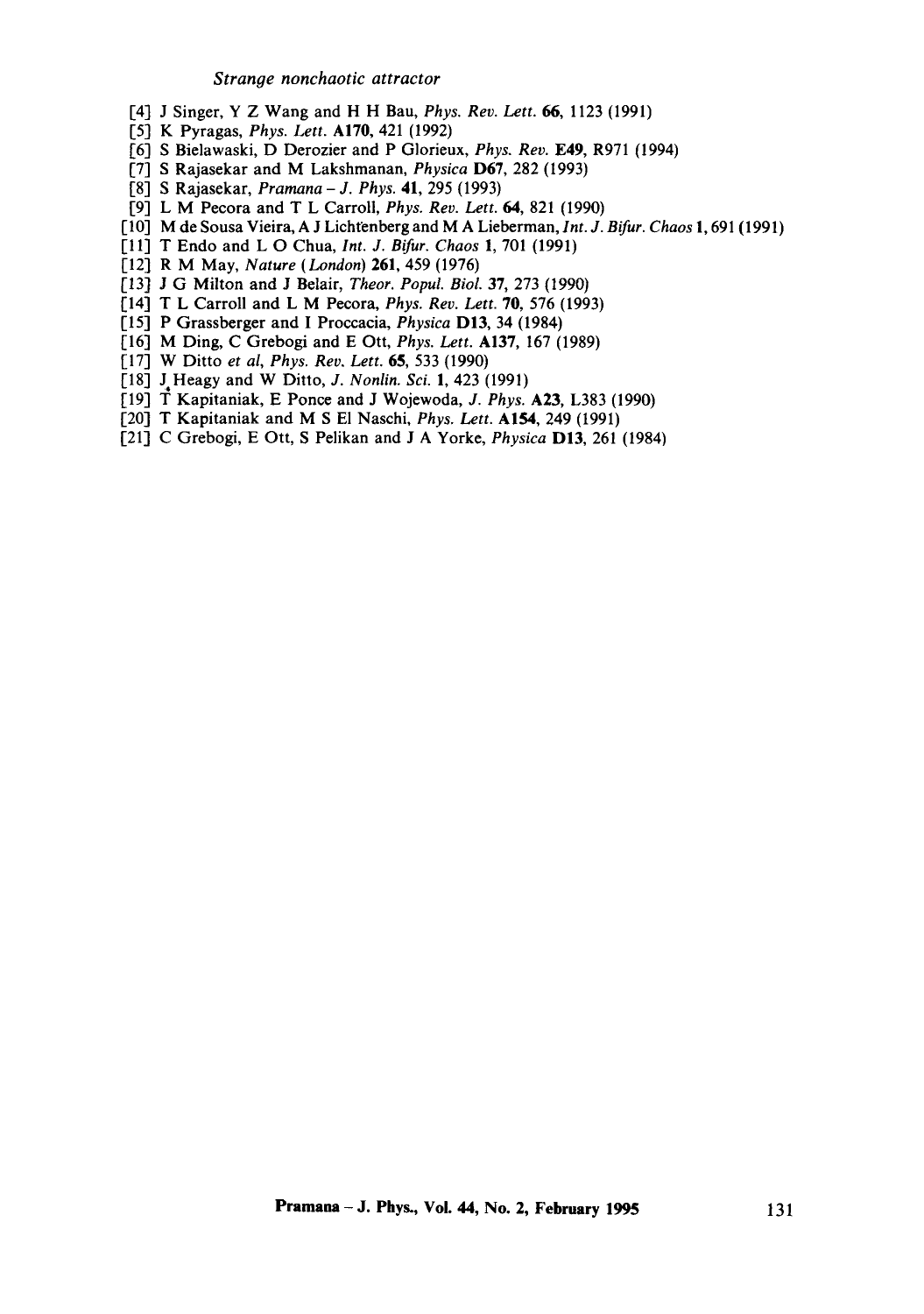[4] J Singer, Y Z Wang and H H Bau, *Phys. Rev. Lett.* **66**, 1123 (1991)

[5] K Pyragas, *Phys. Lett.* **A170**, 421 (1992)

[6] S Bielawaski, D Derozier and P Glorieux, *Phys. Rev.* **E49**, R971 (1994)

[7] S Rajasekar and M Lakshmanan, *Physica* **D67**, 282 (1993)

[8] S Rajasekar, *Pramana – J. Phys.* **41**, 295 (1993)

[9] L M Pecora and T L Carroll, *Phys. Rev. Lett.* **64**, 821 (1990)

[10] M de Sousa Vieira, A J Lichtenberg and M A Lieberman, *Int. J. Bifur. Chaos* **1**, 691 (1991)

[11] T Endo and L O Chua, *Int. J. Bifur. Chaos* **1**, 701 (1991)

[12] R M May, *Nature (London)* **261**, 459 (1976)

[13] J G Milton and J Belair, *Theor. Popul. Biol.* **37**, 273 (1990)

[14] T L Carroll and L M Pecora, *Phys. Rev. Lett.* **70**, 576 (1993)

[15] P Grassberger and I Proccacia, *Physica* **D13**, 34 (1984)

[16] M Ding, C Grebogi and E Ott, *Phys. Lett.* **A137**, 167 (1989)

[17] W Ditto *et al*, *Phys. Rev. Lett.* **65**, 533 (1990)

[18] J Heagy and W Ditto, *J. Nonlin. Sci.* **1**, 423 (1991)

[19] T Kapitaniak, E Ponce and J Wojewoda, *J. Phys.* **A23**, L383 (1990)

[20] T Kapitaniak and M S El Naschi, *Phys. Lett.* **A154**, 249 (1991)

[21] C Grebogi, E Ott, S Pelikan and J A Yorke, *Physica* **D13**, 261 (1984)